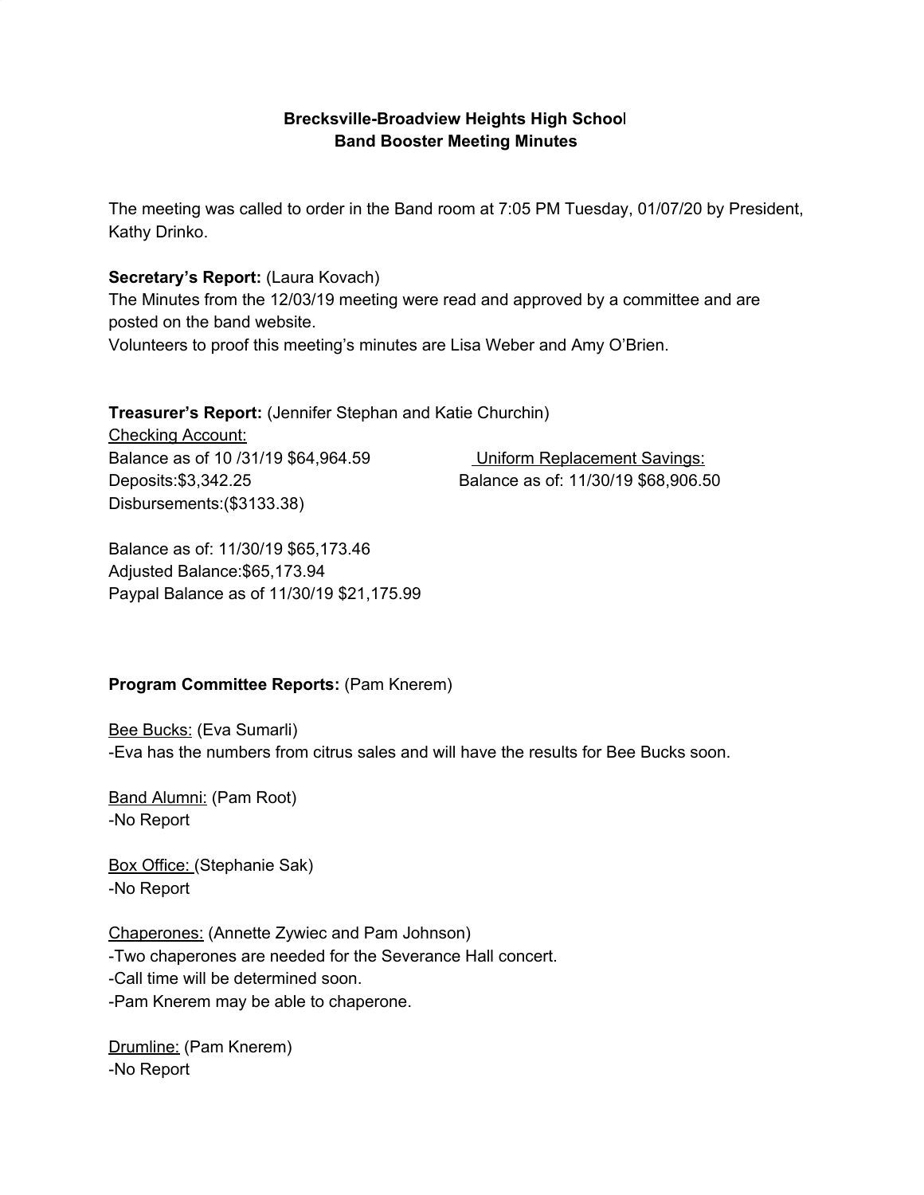**Brecksville-Broadview Heights High School**
**Band Booster Meeting Minutes**

The meeting was called to order in the Band room at 7:05 PM Tuesday, 01/07/20 by President, Kathy Drinko.

**Secretary's Report:** (Laura Kovach)
The Minutes from the 12/03/19 meeting were read and approved by a committee and are posted on the band website.
Volunteers to proof this meeting's minutes are Lisa Weber and Amy O'Brien.

**Treasurer's Report:** (Jennifer Stephan and Katie Churchin)

Checking Account:
Balance as of 10 /31/19 $64,964.59
Deposits:$3,342.25
Disbursements:($3133.38)

Balance as of: 11/30/19 $65,173.46
Adjusted Balance:$65,173.94
Paypal Balance as of 11/30/19 $21,175.99

Uniform Replacement Savings:
Balance as of: 11/30/19 $68,906.50

**Program Committee Reports:** (Pam Knerem)

Bee Bucks: (Eva Sumarli)
-Eva has the numbers from citrus sales and will have the results for Bee Bucks soon.

Band Alumni: (Pam Root)
-No Report

Box Office: (Stephanie Sak)
-No Report

Chaperones: (Annette Zywiec and Pam Johnson)
-Two chaperones are needed for the Severance Hall concert.
-Call time will be determined soon.
-Pam Knerem may be able to chaperone.

Drumline: (Pam Knerem)
-No Report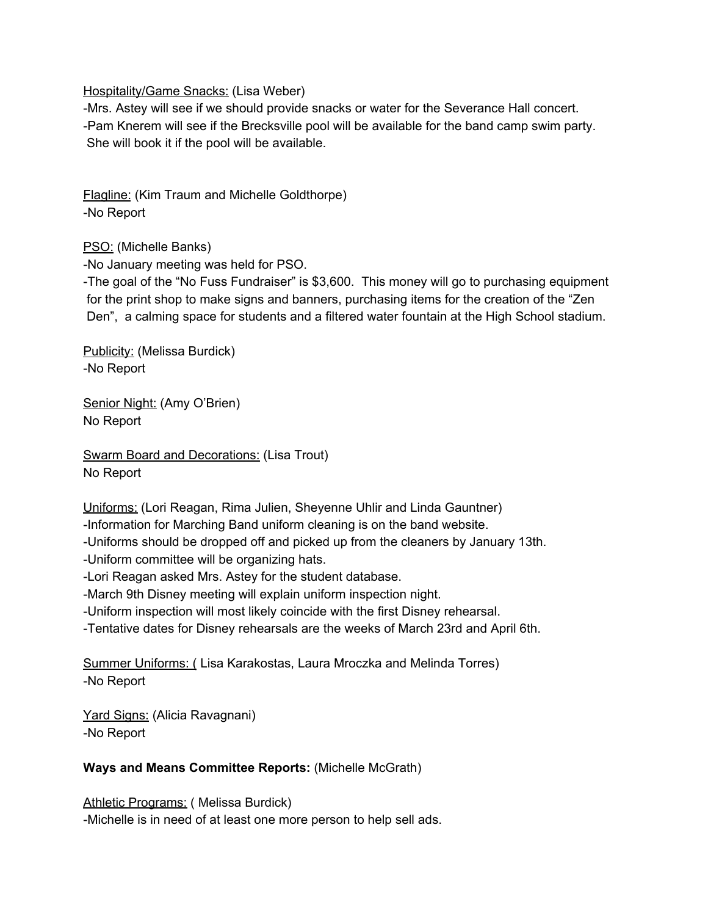Hospitality/Game Snacks: (Lisa Weber)
-Mrs. Astey will see if we should provide snacks or water for the Severance Hall concert.
-Pam Knerem will see if the Brecksville pool will be available for the band camp swim party. She will book it if the pool will be available.

Flagline: (Kim Traum and Michelle Goldthorpe)
-No Report

PSO: (Michelle Banks)
-No January meeting was held for PSO.
-The goal of the "No Fuss Fundraiser" is $3,600. This money will go to purchasing equipment for the print shop to make signs and banners, purchasing items for the creation of the "Zen Den", a calming space for students and a filtered water fountain at the High School stadium.

Publicity: (Melissa Burdick)
-No Report

Senior Night: (Amy O'Brien)
No Report

Swarm Board and Decorations: (Lisa Trout)
No Report

Uniforms: (Lori Reagan, Rima Julien, Sheyenne Uhlir and Linda Gauntner)
-Information for Marching Band uniform cleaning is on the band website.
-Uniforms should be dropped off and picked up from the cleaners by January 13th.
-Uniform committee will be organizing hats.
-Lori Reagan asked Mrs. Astey for the student database.
-March 9th Disney meeting will explain uniform inspection night.
-Uniform inspection will most likely coincide with the first Disney rehearsal.
-Tentative dates for Disney rehearsals are the weeks of March 23rd and April 6th.

Summer Uniforms: ( Lisa Karakostas, Laura Mroczka and Melinda Torres)
-No Report

Yard Signs: (Alicia Ravagnani)
-No Report

**Ways and Means Committee Reports:** (Michelle McGrath)

Athletic Programs: ( Melissa Burdick)
-Michelle is in need of at least one more person to help sell ads.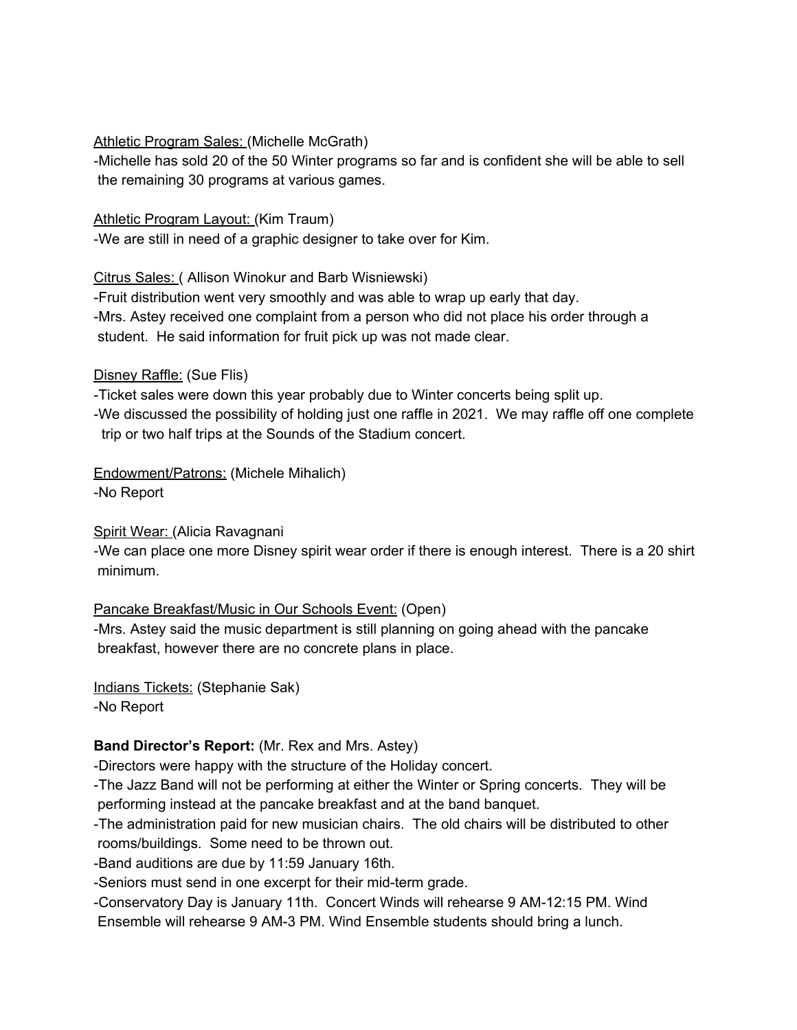Athletic Program Sales: (Michelle McGrath)
-Michelle has sold 20 of the 50 Winter programs so far and is confident she will be able to sell the remaining 30 programs at various games.

Athletic Program Layout: (Kim Traum)
-We are still in need of a graphic designer to take over for Kim.

Citrus Sales: ( Allison Winokur and Barb Wisniewski)
-Fruit distribution went very smoothly and was able to wrap up early that day.
-Mrs. Astey received one complaint from a person who did not place his order through a student. He said information for fruit pick up was not made clear.

Disney Raffle: (Sue Flis)
-Ticket sales were down this year probably due to Winter concerts being split up.
-We discussed the possibility of holding just one raffle in 2021. We may raffle off one complete trip or two half trips at the Sounds of the Stadium concert.

Endowment/Patrons: (Michele Mihalich)
-No Report

Spirit Wear: (Alicia Ravagnani
-We can place one more Disney spirit wear order if there is enough interest. There is a 20 shirt minimum.

Pancake Breakfast/Music in Our Schools Event: (Open)
-Mrs. Astey said the music department is still planning on going ahead with the pancake breakfast, however there are no concrete plans in place.

Indians Tickets: (Stephanie Sak)
-No Report

**Band Director's Report:** (Mr. Rex and Mrs. Astey)
-Directors were happy with the structure of the Holiday concert.
-The Jazz Band will not be performing at either the Winter or Spring concerts. They will be performing instead at the pancake breakfast and at the band banquet.
-The administration paid for new musician chairs. The old chairs will be distributed to other rooms/buildings. Some need to be thrown out.
-Band auditions are due by 11:59 January 16th.
-Seniors must send in one excerpt for their mid-term grade.
-Conservatory Day is January 11th. Concert Winds will rehearse 9 AM-12:15 PM. Wind Ensemble will rehearse 9 AM-3 PM. Wind Ensemble students should bring a lunch.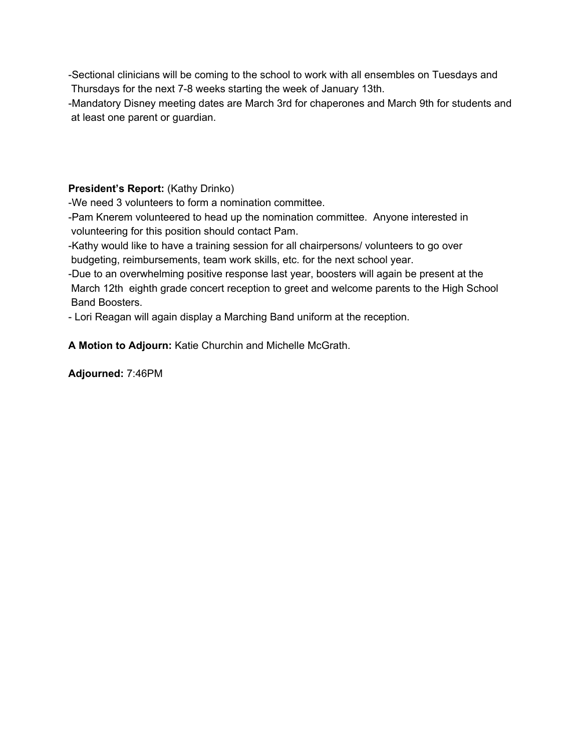-Sectional clinicians will be coming to the school to work with all ensembles on Tuesdays and Thursdays for the next 7-8 weeks starting the week of January 13th.
-Mandatory Disney meeting dates are March 3rd for chaperones and March 9th for students and at least one parent or guardian.

**President's Report:** (Kathy Drinko)
-We need 3 volunteers to form a nomination committee.
-Pam Knerem volunteered to head up the nomination committee. Anyone interested in volunteering for this position should contact Pam.
-Kathy would like to have a training session for all chairpersons/ volunteers to go over budgeting, reimbursements, team work skills, etc. for the next school year.
-Due to an overwhelming positive response last year, boosters will again be present at the March 12th eighth grade concert reception to greet and welcome parents to the High School Band Boosters.
- Lori Reagan will again display a Marching Band uniform at the reception.

**A Motion to Adjourn:** Katie Churchin and Michelle McGrath.

**Adjourned:** 7:46PM